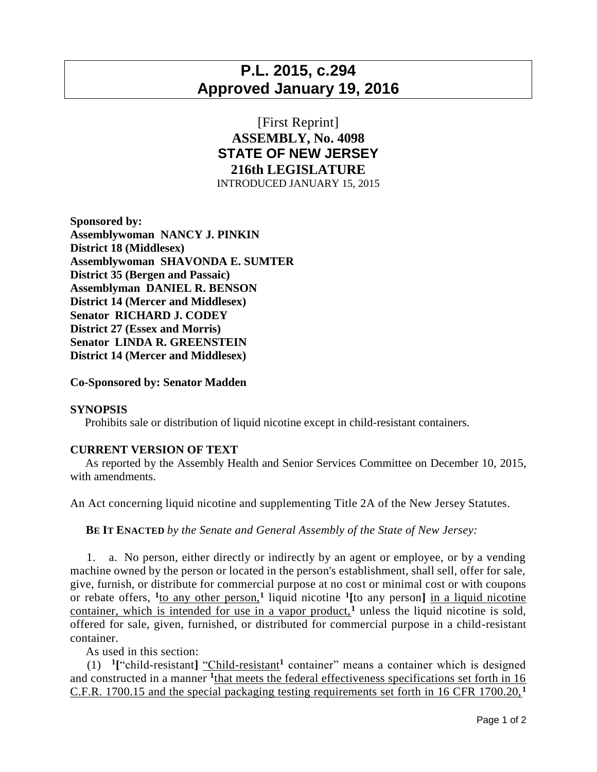# P.L. 2015, c.294
# Approved January 19, 2016

[First Reprint]

**ASSEMBLY, No. 4098**

**STATE OF NEW JERSEY**

**216th LEGISLATURE**

INTRODUCED JANUARY 15, 2015

**Sponsored by:**
**Assemblywoman NANCY J. PINKIN**
**District 18 (Middlesex)**
**Assemblywoman SHAVONDA E. SUMTER**
**District 35 (Bergen and Passaic)**
**Assemblyman DANIEL R. BENSON**
**District 14 (Mercer and Middlesex)**
**Senator RICHARD J. CODEY**
**District 27 (Essex and Morris)**
**Senator LINDA R. GREENSTEIN**
**District 14 (Mercer and Middlesex)**

**Co-Sponsored by: Senator Madden**

**SYNOPSIS**

Prohibits sale or distribution of liquid nicotine except in child-resistant containers.

**CURRENT VERSION OF TEXT**

As reported by the Assembly Health and Senior Services Committee on December 10, 2015, with amendments.

An Act concerning liquid nicotine and supplementing Title 2A of the New Jersey Statutes.

**BE IT ENACTED** *by the Senate and General Assembly of the State of New Jersey:*

1. a. No person, either directly or indirectly by an agent or employee, or by a vending machine owned by the person or located in the person's establishment, shall sell, offer for sale, give, furnish, or distribute for commercial purpose at no cost or minimal cost or with coupons or rebate offers, [1]to any other person,[1] liquid nicotine [1][to any person] in a liquid nicotine container, which is intended for use in a vapor product,[1] unless the liquid nicotine is sold, offered for sale, given, furnished, or distributed for commercial purpose in a child-resistant container.

As used in this section:

(1) [1]["child-resistant] "Child-resistant[1] container" means a container which is designed and constructed in a manner [1]that meets the federal effectiveness specifications set forth in 16 C.F.R. 1700.15 and the special packaging testing requirements set forth in 16 CFR 1700.20,[1]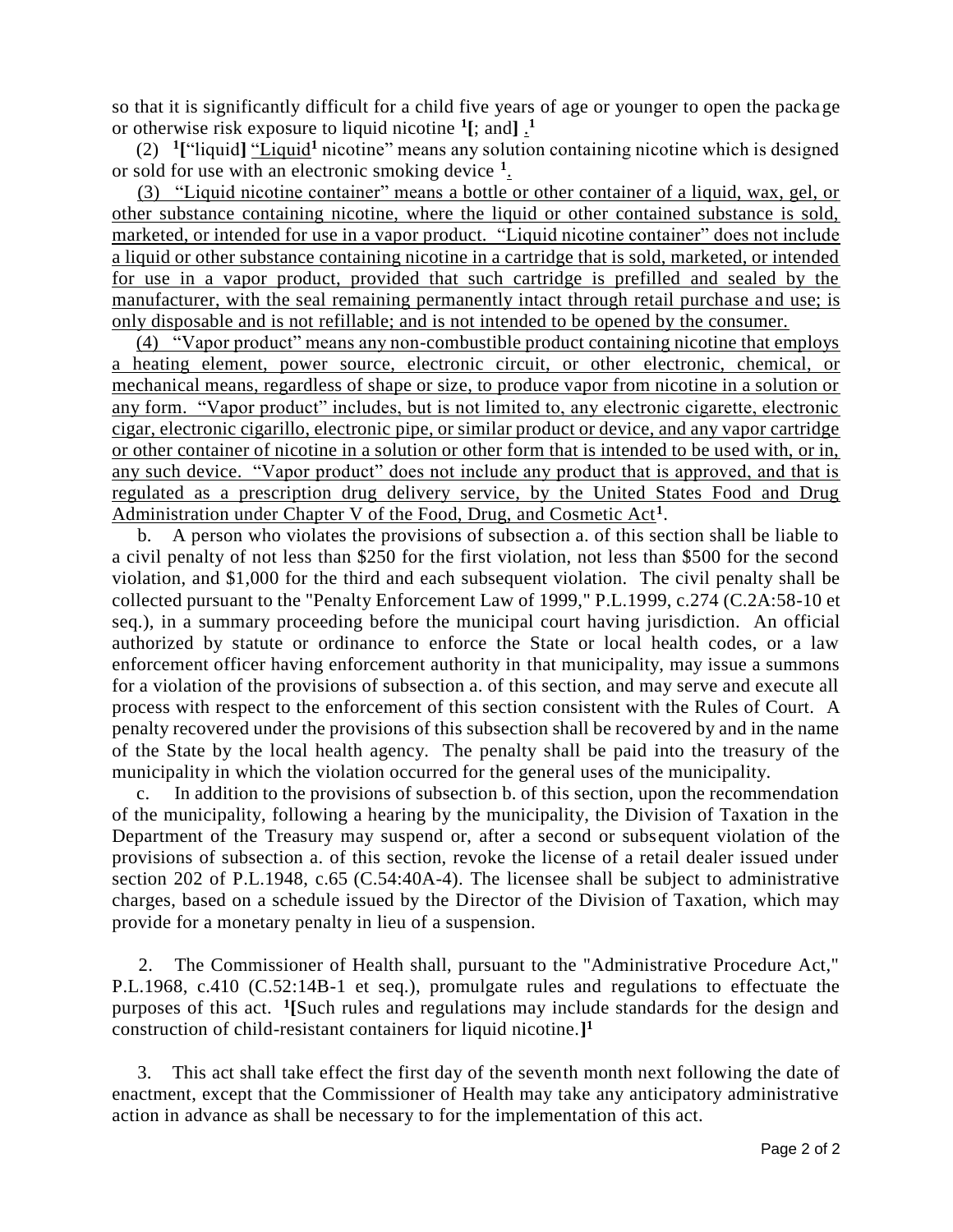so that it is significantly difficult for a child five years of age or younger to open the package or otherwise risk exposure to liquid nicotine [1][; and] .[1]

(2) [1]["liquid] "Liquid[1] nicotine" means any solution containing nicotine which is designed or sold for use with an electronic smoking device [1].

(3) "Liquid nicotine container" means a bottle or other container of a liquid, wax, gel, or other substance containing nicotine, where the liquid or other contained substance is sold, marketed, or intended for use in a vapor product. "Liquid nicotine container" does not include a liquid or other substance containing nicotine in a cartridge that is sold, marketed, or intended for use in a vapor product, provided that such cartridge is prefilled and sealed by the manufacturer, with the seal remaining permanently intact through retail purchase and use; is only disposable and is not refillable; and is not intended to be opened by the consumer.

(4) "Vapor product" means any non-combustible product containing nicotine that employs a heating element, power source, electronic circuit, or other electronic, chemical, or mechanical means, regardless of shape or size, to produce vapor from nicotine in a solution or any form. "Vapor product" includes, but is not limited to, any electronic cigarette, electronic cigar, electronic cigarillo, electronic pipe, or similar product or device, and any vapor cartridge or other container of nicotine in a solution or other form that is intended to be used with, or in, any such device. "Vapor product" does not include any product that is approved, and that is regulated as a prescription drug delivery service, by the United States Food and Drug Administration under Chapter V of the Food, Drug, and Cosmetic Act[1].

b. A person who violates the provisions of subsection a. of this section shall be liable to a civil penalty of not less than $250 for the first violation, not less than $500 for the second violation, and $1,000 for the third and each subsequent violation. The civil penalty shall be collected pursuant to the "Penalty Enforcement Law of 1999," P.L.1999, c.274 (C.2A:58-10 et seq.), in a summary proceeding before the municipal court having jurisdiction. An official authorized by statute or ordinance to enforce the State or local health codes, or a law enforcement officer having enforcement authority in that municipality, may issue a summons for a violation of the provisions of subsection a. of this section, and may serve and execute all process with respect to the enforcement of this section consistent with the Rules of Court. A penalty recovered under the provisions of this subsection shall be recovered by and in the name of the State by the local health agency. The penalty shall be paid into the treasury of the municipality in which the violation occurred for the general uses of the municipality.

c. In addition to the provisions of subsection b. of this section, upon the recommendation of the municipality, following a hearing by the municipality, the Division of Taxation in the Department of the Treasury may suspend or, after a second or subsequent violation of the provisions of subsection a. of this section, revoke the license of a retail dealer issued under section 202 of P.L.1948, c.65 (C.54:40A-4). The licensee shall be subject to administrative charges, based on a schedule issued by the Director of the Division of Taxation, which may provide for a monetary penalty in lieu of a suspension.

2. The Commissioner of Health shall, pursuant to the "Administrative Procedure Act," P.L.1968, c.410 (C.52:14B-1 et seq.), promulgate rules and regulations to effectuate the purposes of this act. [1][Such rules and regulations may include standards for the design and construction of child-resistant containers for liquid nicotine.][1]

3. This act shall take effect the first day of the seventh month next following the date of enactment, except that the Commissioner of Health may take any anticipatory administrative action in advance as shall be necessary to for the implementation of this act.